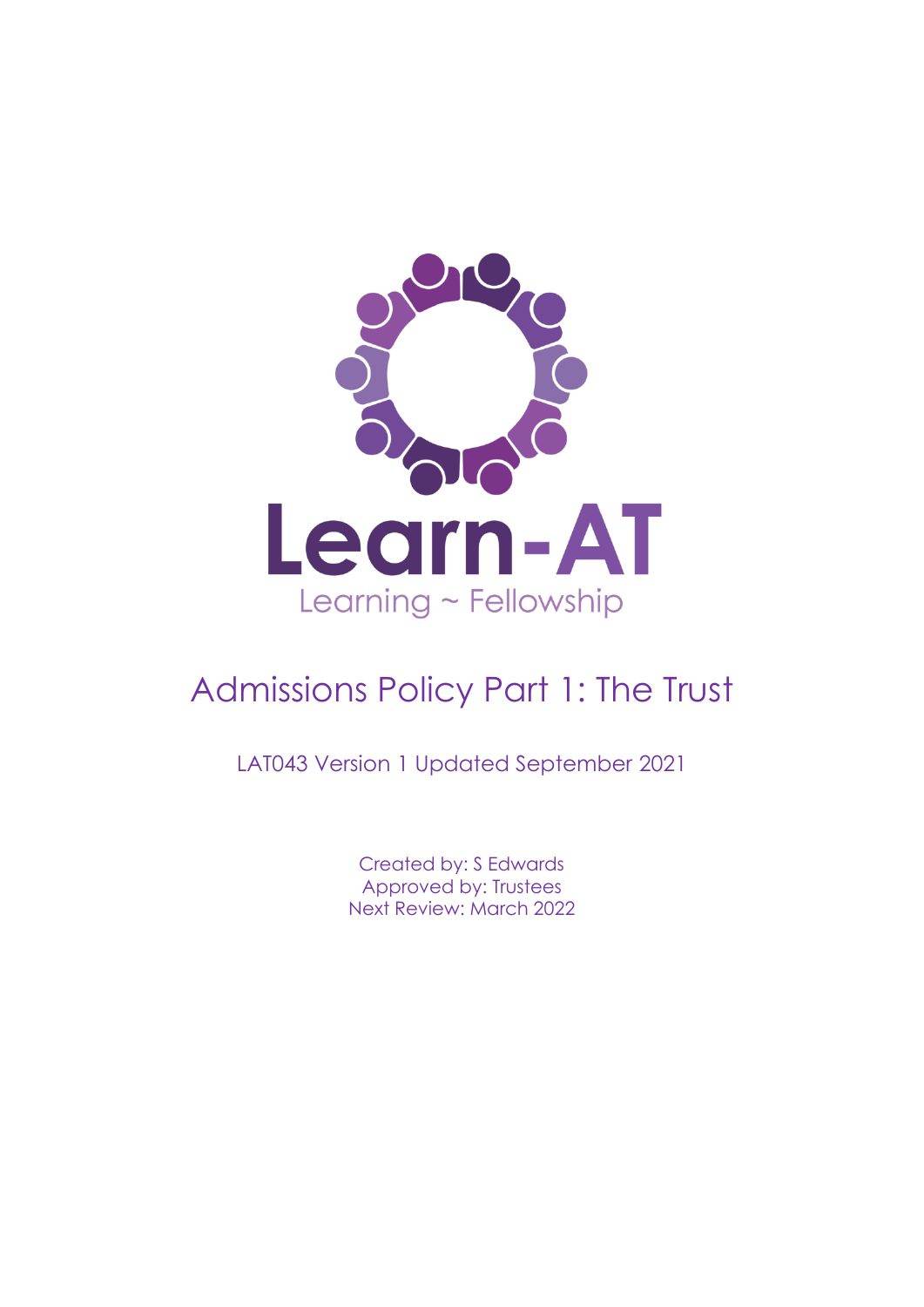Learn-AT

Learning ~ Fellowship

# Admissions Policy Part 1: The Trust

LAT043 Version 1 Updated September 2021

Created by: S Edwards
Approved by: Trustees
Next Review: March 2022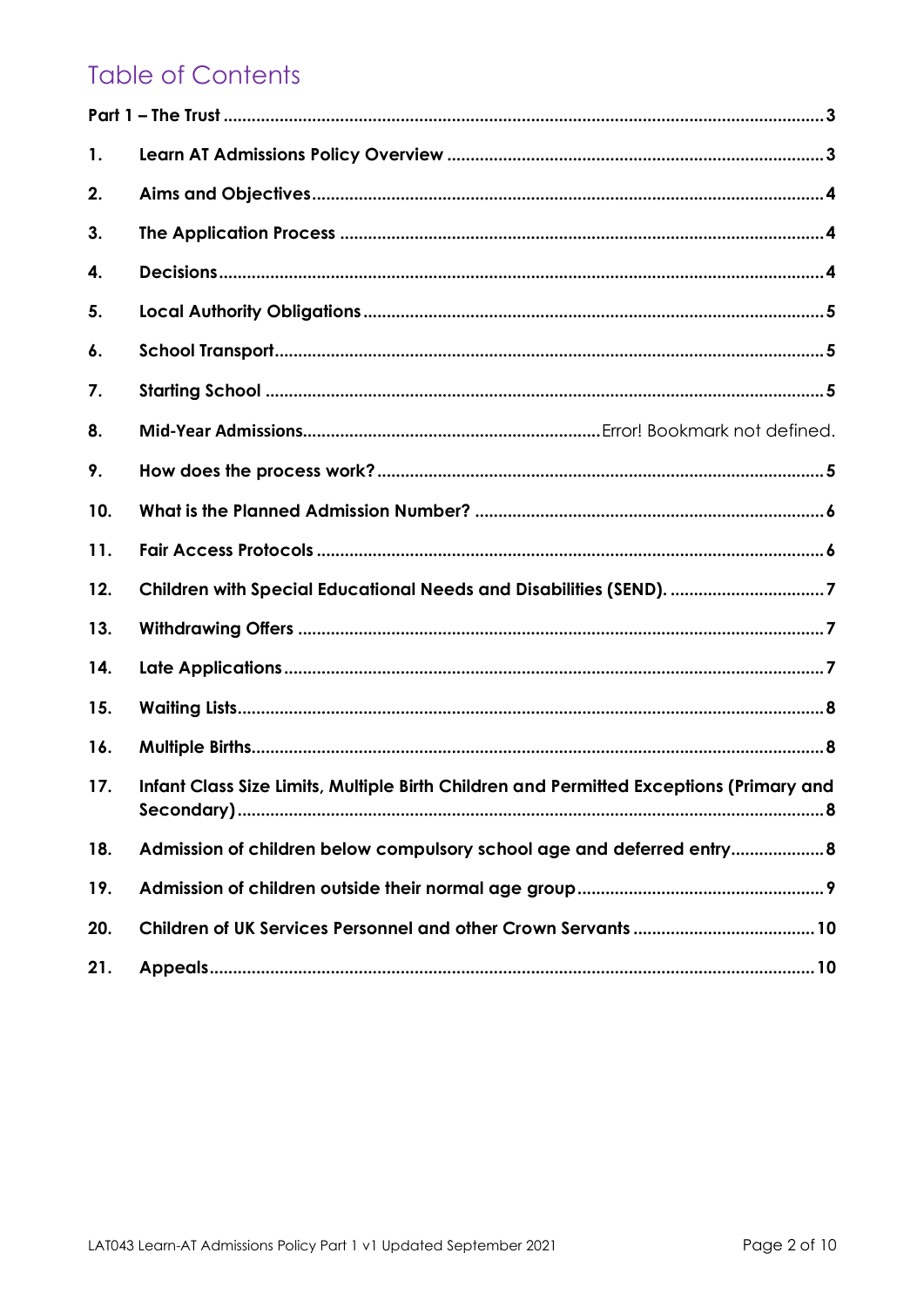# Table of Contents

**Part 1 – The Trust** ........ 3

1. **Learn AT Admissions Policy Overview** ........ 3
2. **Aims and Objectives** ........ 4
3. **The Application Process** ........ 4
4. **Decisions** ........ 4
5. **Local Authority Obligations** ........ 5
6. **School Transport** ........ 5
7. **Starting School** ........ 5
8. **Mid-Year Admissions** ........ Error! Bookmark not defined.
9. **How does the process work?** ........ 5
10. **What is the Planned Admission Number?** ........ 6
11. **Fair Access Protocols** ........ 6
12. **Children with Special Educational Needs and Disabilities (SEND).** ........ 7
13. **Withdrawing Offers** ........ 7
14. **Late Applications** ........ 7
15. **Waiting Lists** ........ 8
16. **Multiple Births** ........ 8
17. **Infant Class Size Limits, Multiple Birth Children and Permitted Exceptions (Primary and Secondary)** ........ 8
18. **Admission of children below compulsory school age and deferred entry** ........ 8
19. **Admission of children outside their normal age group** ........ 9
20. **Children of UK Services Personnel and other Crown Servants** ........ 10
21. **Appeals** ........ 10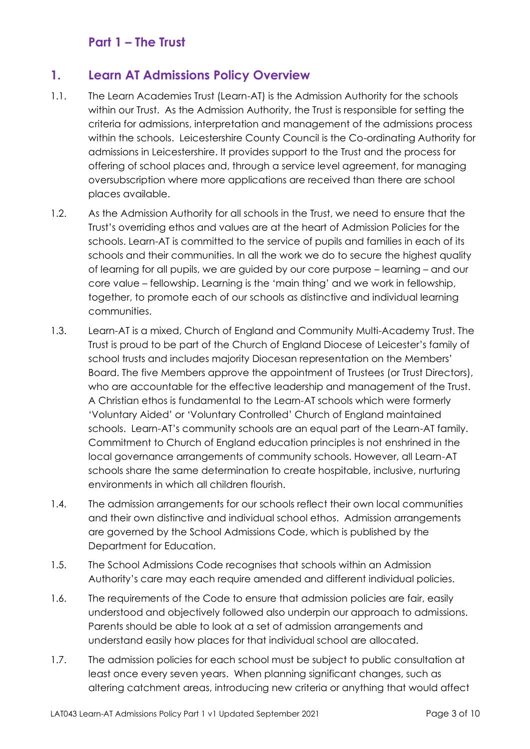## Part 1 – The Trust

## 1. Learn AT Admissions Policy Overview

1.1. The Learn Academies Trust (Learn-AT) is the Admission Authority for the schools within our Trust. As the Admission Authority, the Trust is responsible for setting the criteria for admissions, interpretation and management of the admissions process within the schools. Leicestershire County Council is the Co-ordinating Authority for admissions in Leicestershire. It provides support to the Trust and the process for offering of school places and, through a service level agreement, for managing oversubscription where more applications are received than there are school places available.

1.2. As the Admission Authority for all schools in the Trust, we need to ensure that the Trust's overriding ethos and values are at the heart of Admission Policies for the schools. Learn-AT is committed to the service of pupils and families in each of its schools and their communities. In all the work we do to secure the highest quality of learning for all pupils, we are guided by our core purpose – learning – and our core value – fellowship. Learning is the 'main thing' and we work in fellowship, together, to promote each of our schools as distinctive and individual learning communities.

1.3. Learn-AT is a mixed, Church of England and Community Multi-Academy Trust. The Trust is proud to be part of the Church of England Diocese of Leicester's family of school trusts and includes majority Diocesan representation on the Members' Board. The five Members approve the appointment of Trustees (or Trust Directors), who are accountable for the effective leadership and management of the Trust. A Christian ethos is fundamental to the Learn-AT schools which were formerly 'Voluntary Aided' or 'Voluntary Controlled' Church of England maintained schools. Learn-AT's community schools are an equal part of the Learn-AT family. Commitment to Church of England education principles is not enshrined in the local governance arrangements of community schools. However, all Learn-AT schools share the same determination to create hospitable, inclusive, nurturing environments in which all children flourish.

1.4. The admission arrangements for our schools reflect their own local communities and their own distinctive and individual school ethos. Admission arrangements are governed by the School Admissions Code, which is published by the Department for Education.

1.5. The School Admissions Code recognises that schools within an Admission Authority's care may each require amended and different individual policies.

1.6. The requirements of the Code to ensure that admission policies are fair, easily understood and objectively followed also underpin our approach to admissions. Parents should be able to look at a set of admission arrangements and understand easily how places for that individual school are allocated.

1.7. The admission policies for each school must be subject to public consultation at least once every seven years. When planning significant changes, such as altering catchment areas, introducing new criteria or anything that would affect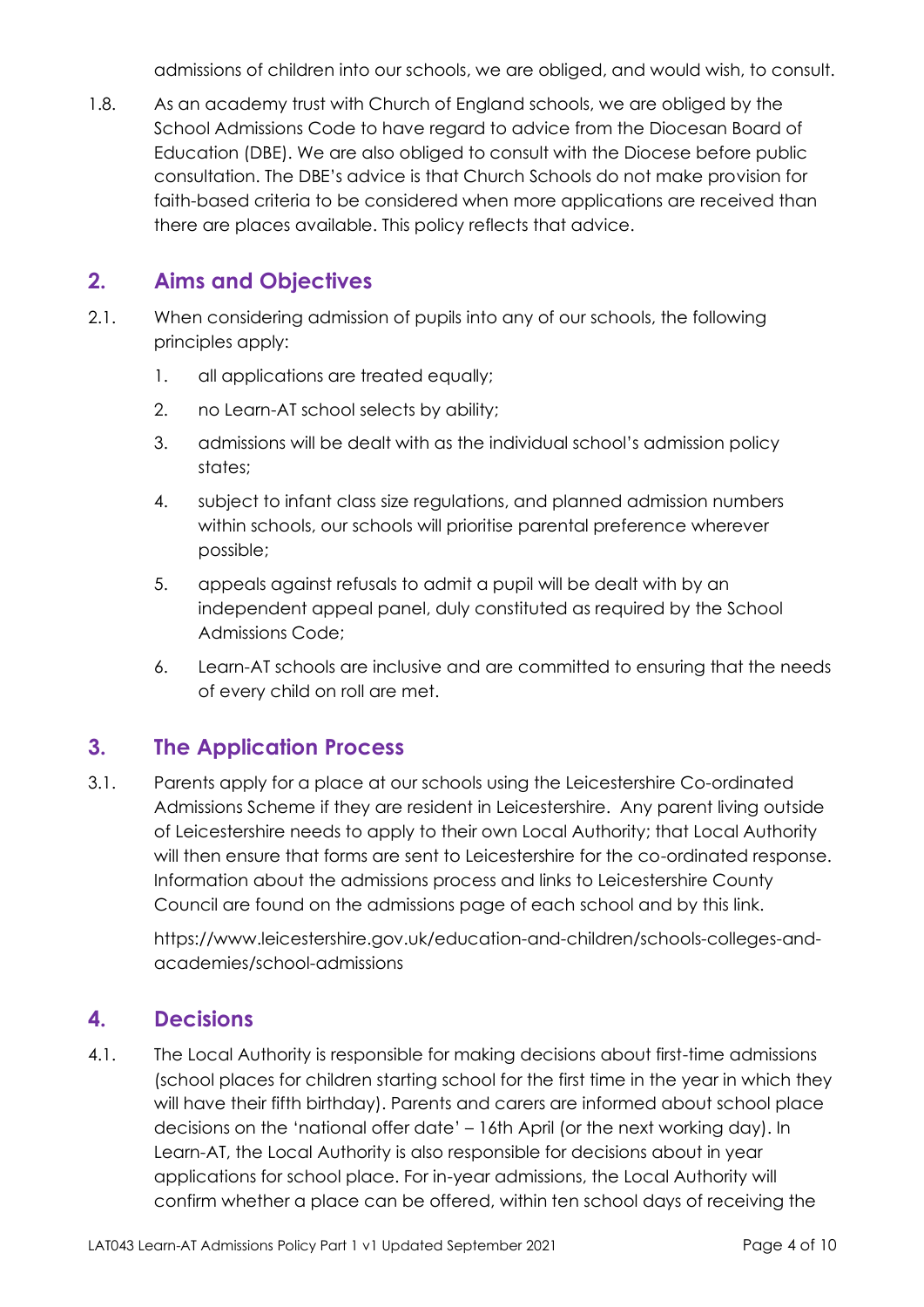admissions of children into our schools, we are obliged, and would wish, to consult.

1.8. As an academy trust with Church of England schools, we are obliged by the School Admissions Code to have regard to advice from the Diocesan Board of Education (DBE). We are also obliged to consult with the Diocese before public consultation. The DBE's advice is that Church Schools do not make provision for faith-based criteria to be considered when more applications are received than there are places available. This policy reflects that advice.

## 2. Aims and Objectives

2.1. When considering admission of pupils into any of our schools, the following principles apply:

1. all applications are treated equally;
2. no Learn-AT school selects by ability;
3. admissions will be dealt with as the individual school's admission policy states;
4. subject to infant class size regulations, and planned admission numbers within schools, our schools will prioritise parental preference wherever possible;
5. appeals against refusals to admit a pupil will be dealt with by an independent appeal panel, duly constituted as required by the School Admissions Code;
6. Learn-AT schools are inclusive and are committed to ensuring that the needs of every child on roll are met.

## 3. The Application Process

3.1. Parents apply for a place at our schools using the Leicestershire Co-ordinated Admissions Scheme if they are resident in Leicestershire. Any parent living outside of Leicestershire needs to apply to their own Local Authority; that Local Authority will then ensure that forms are sent to Leicestershire for the co-ordinated response. Information about the admissions process and links to Leicestershire County Council are found on the admissions page of each school and by this link.

https://www.leicestershire.gov.uk/education-and-children/schools-colleges-and-academies/school-admissions

## 4. Decisions

4.1. The Local Authority is responsible for making decisions about first-time admissions (school places for children starting school for the first time in the year in which they will have their fifth birthday). Parents and carers are informed about school place decisions on the 'national offer date' – 16th April (or the next working day). In Learn-AT, the Local Authority is also responsible for decisions about in year applications for school place. For in-year admissions, the Local Authority will confirm whether a place can be offered, within ten school days of receiving the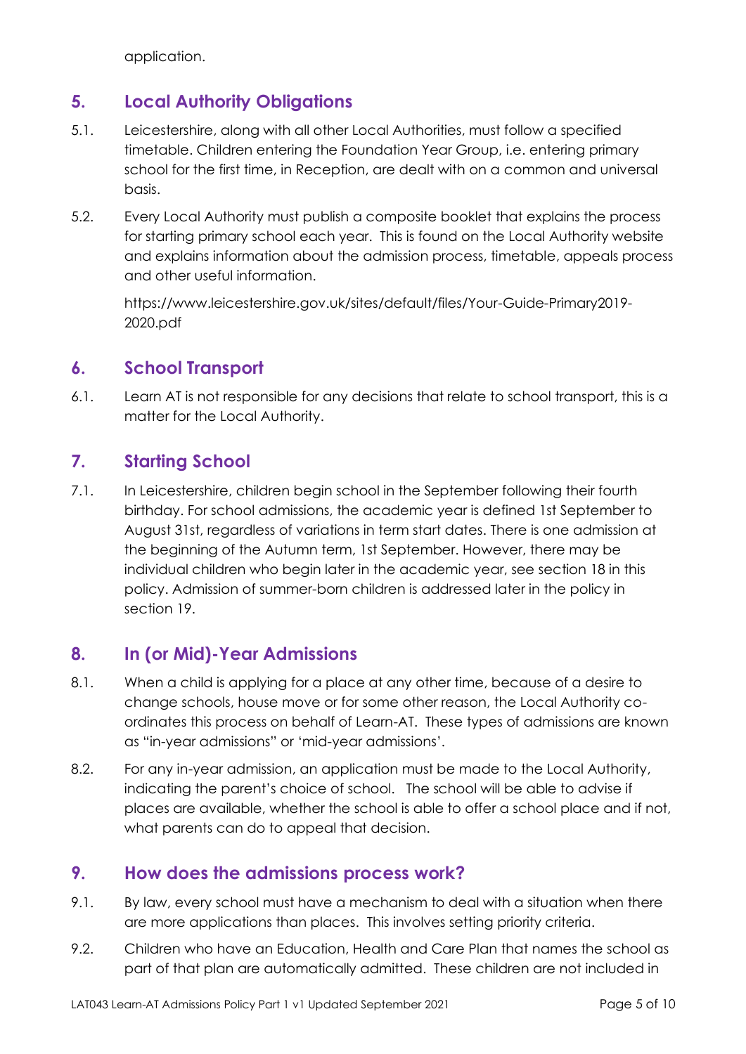application.

## 5. Local Authority Obligations

5.1. Leicestershire, along with all other Local Authorities, must follow a specified timetable. Children entering the Foundation Year Group, i.e. entering primary school for the first time, in Reception, are dealt with on a common and universal basis.

5.2. Every Local Authority must publish a composite booklet that explains the process for starting primary school each year. This is found on the Local Authority website and explains information about the admission process, timetable, appeals process and other useful information.

https://www.leicestershire.gov.uk/sites/default/files/Your-Guide-Primary2019-2020.pdf

## 6. School Transport

6.1. Learn AT is not responsible for any decisions that relate to school transport, this is a matter for the Local Authority.

## 7. Starting School

7.1. In Leicestershire, children begin school in the September following their fourth birthday. For school admissions, the academic year is defined 1st September to August 31st, regardless of variations in term start dates. There is one admission at the beginning of the Autumn term, 1st September. However, there may be individual children who begin later in the academic year, see section 18 in this policy. Admission of summer-born children is addressed later in the policy in section 19.

## 8. In (or Mid)-Year Admissions

8.1. When a child is applying for a place at any other time, because of a desire to change schools, house move or for some other reason, the Local Authority co-ordinates this process on behalf of Learn-AT. These types of admissions are known as "in-year admissions" or 'mid-year admissions'.

8.2. For any in-year admission, an application must be made to the Local Authority, indicating the parent's choice of school. The school will be able to advise if places are available, whether the school is able to offer a school place and if not, what parents can do to appeal that decision.

## 9. How does the admissions process work?

9.1. By law, every school must have a mechanism to deal with a situation when there are more applications than places. This involves setting priority criteria.

9.2. Children who have an Education, Health and Care Plan that names the school as part of that plan are automatically admitted. These children are not included in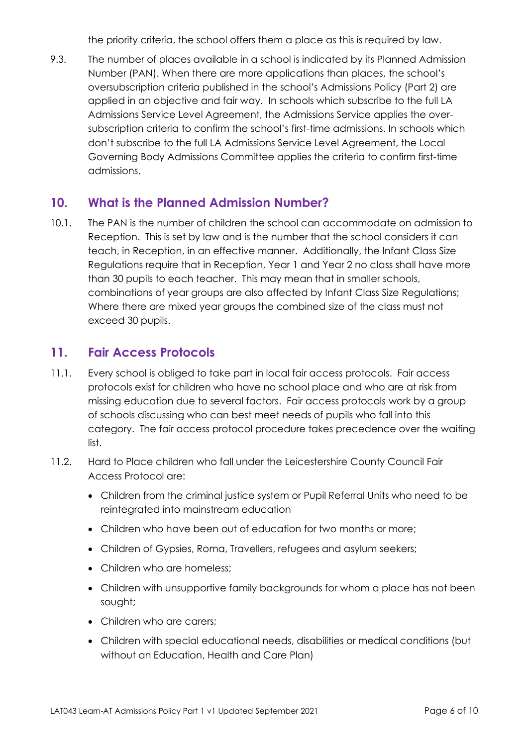the priority criteria, the school offers them a place as this is required by law.

9.3. The number of places available in a school is indicated by its Planned Admission Number (PAN). When there are more applications than places, the school's oversubscription criteria published in the school's Admissions Policy (Part 2) are applied in an objective and fair way. In schools which subscribe to the full LA Admissions Service Level Agreement, the Admissions Service applies the over-subscription criteria to confirm the school's first-time admissions. In schools which don't subscribe to the full LA Admissions Service Level Agreement, the Local Governing Body Admissions Committee applies the criteria to confirm first-time admissions.

## 10. What is the Planned Admission Number?

10.1. The PAN is the number of children the school can accommodate on admission to Reception. This is set by law and is the number that the school considers it can teach, in Reception, in an effective manner. Additionally, the Infant Class Size Regulations require that in Reception, Year 1 and Year 2 no class shall have more than 30 pupils to each teacher. This may mean that in smaller schools, combinations of year groups are also affected by Infant Class Size Regulations; Where there are mixed year groups the combined size of the class must not exceed 30 pupils.

## 11. Fair Access Protocols

11.1. Every school is obliged to take part in local fair access protocols. Fair access protocols exist for children who have no school place and who are at risk from missing education due to several factors. Fair access protocols work by a group of schools discussing who can best meet needs of pupils who fall into this category. The fair access protocol procedure takes precedence over the waiting list.

11.2. Hard to Place children who fall under the Leicestershire County Council Fair Access Protocol are:

- Children from the criminal justice system or Pupil Referral Units who need to be reintegrated into mainstream education
- Children who have been out of education for two months or more;
- Children of Gypsies, Roma, Travellers, refugees and asylum seekers;
- Children who are homeless;
- Children with unsupportive family backgrounds for whom a place has not been sought;
- Children who are carers;
- Children with special educational needs, disabilities or medical conditions (but without an Education, Health and Care Plan)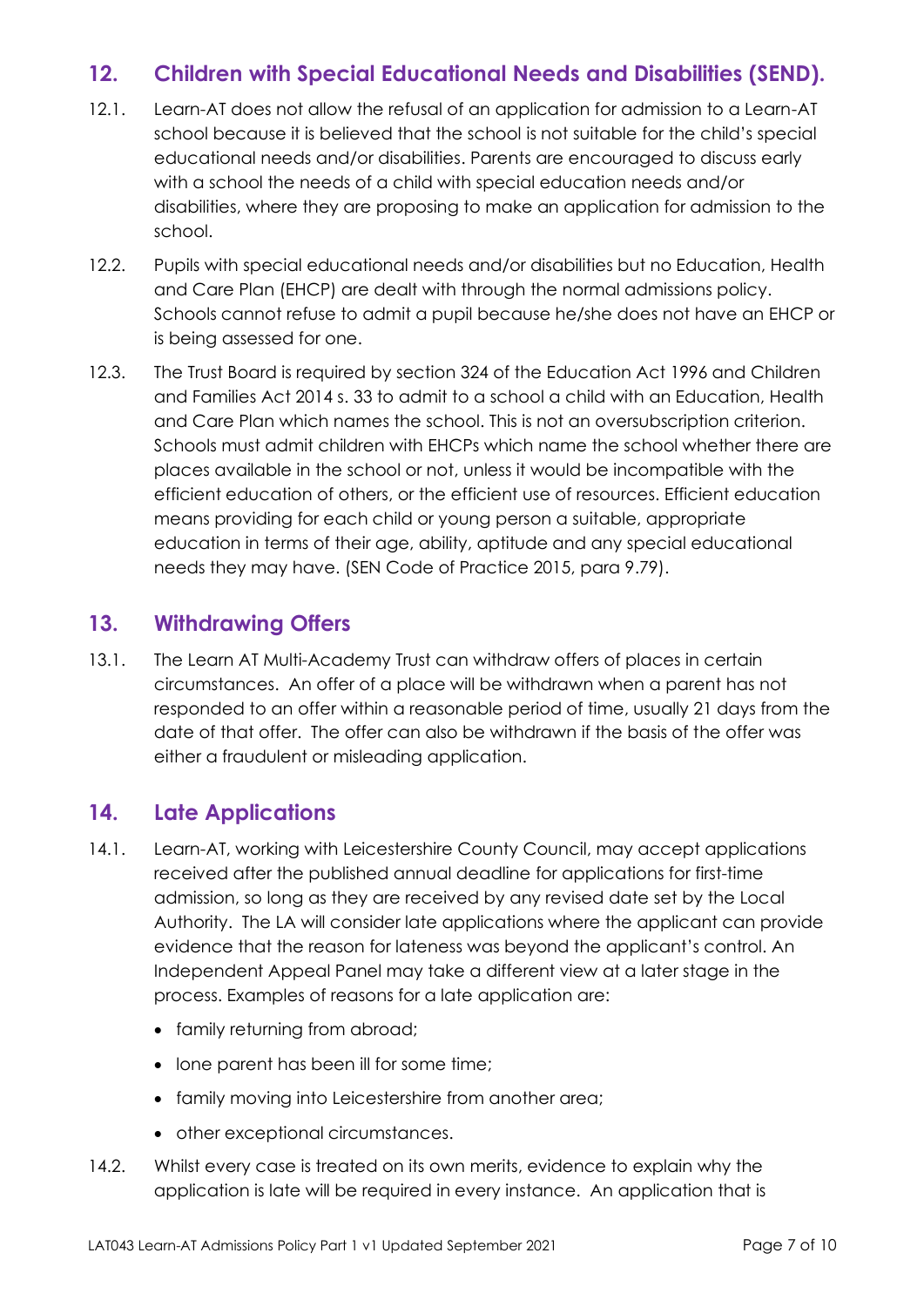## 12. Children with Special Educational Needs and Disabilities (SEND).

12.1. Learn-AT does not allow the refusal of an application for admission to a Learn-AT school because it is believed that the school is not suitable for the child's special educational needs and/or disabilities. Parents are encouraged to discuss early with a school the needs of a child with special education needs and/or disabilities, where they are proposing to make an application for admission to the school.

12.2. Pupils with special educational needs and/or disabilities but no Education, Health and Care Plan (EHCP) are dealt with through the normal admissions policy. Schools cannot refuse to admit a pupil because he/she does not have an EHCP or is being assessed for one.

12.3. The Trust Board is required by section 324 of the Education Act 1996 and Children and Families Act 2014 s. 33 to admit to a school a child with an Education, Health and Care Plan which names the school. This is not an oversubscription criterion. Schools must admit children with EHCPs which name the school whether there are places available in the school or not, unless it would be incompatible with the efficient education of others, or the efficient use of resources. Efficient education means providing for each child or young person a suitable, appropriate education in terms of their age, ability, aptitude and any special educational needs they may have. (SEN Code of Practice 2015, para 9.79).

## 13. Withdrawing Offers

13.1. The Learn AT Multi-Academy Trust can withdraw offers of places in certain circumstances. An offer of a place will be withdrawn when a parent has not responded to an offer within a reasonable period of time, usually 21 days from the date of that offer. The offer can also be withdrawn if the basis of the offer was either a fraudulent or misleading application.

## 14. Late Applications

14.1. Learn-AT, working with Leicestershire County Council, may accept applications received after the published annual deadline for applications for first-time admission, so long as they are received by any revised date set by the Local Authority. The LA will consider late applications where the applicant can provide evidence that the reason for lateness was beyond the applicant's control. An Independent Appeal Panel may take a different view at a later stage in the process. Examples of reasons for a late application are:

- family returning from abroad;
- lone parent has been ill for some time;
- family moving into Leicestershire from another area;
- other exceptional circumstances.

14.2. Whilst every case is treated on its own merits, evidence to explain why the application is late will be required in every instance. An application that is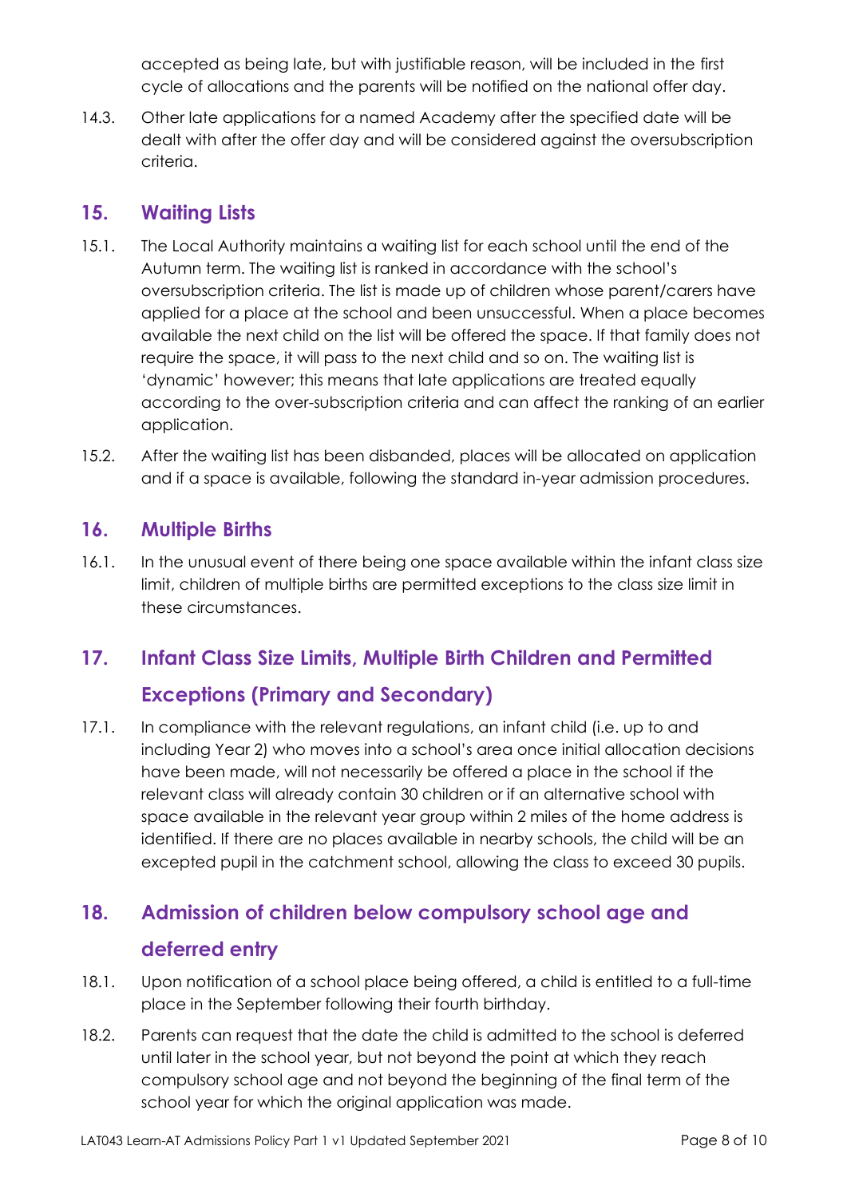accepted as being late, but with justifiable reason, will be included in the first cycle of allocations and the parents will be notified on the national offer day.

14.3. Other late applications for a named Academy after the specified date will be dealt with after the offer day and will be considered against the oversubscription criteria.

## 15. Waiting Lists

15.1. The Local Authority maintains a waiting list for each school until the end of the Autumn term. The waiting list is ranked in accordance with the school's oversubscription criteria. The list is made up of children whose parent/carers have applied for a place at the school and been unsuccessful. When a place becomes available the next child on the list will be offered the space. If that family does not require the space, it will pass to the next child and so on. The waiting list is 'dynamic' however; this means that late applications are treated equally according to the over-subscription criteria and can affect the ranking of an earlier application.

15.2. After the waiting list has been disbanded, places will be allocated on application and if a space is available, following the standard in-year admission procedures.

## 16. Multiple Births

16.1. In the unusual event of there being one space available within the infant class size limit, children of multiple births are permitted exceptions to the class size limit in these circumstances.

## 17. Infant Class Size Limits, Multiple Birth Children and Permitted Exceptions (Primary and Secondary)

17.1. In compliance with the relevant regulations, an infant child (i.e. up to and including Year 2) who moves into a school's area once initial allocation decisions have been made, will not necessarily be offered a place in the school if the relevant class will already contain 30 children or if an alternative school with space available in the relevant year group within 2 miles of the home address is identified. If there are no places available in nearby schools, the child will be an excepted pupil in the catchment school, allowing the class to exceed 30 pupils.

## 18. Admission of children below compulsory school age and deferred entry

18.1. Upon notification of a school place being offered, a child is entitled to a full-time place in the September following their fourth birthday.

18.2. Parents can request that the date the child is admitted to the school is deferred until later in the school year, but not beyond the point at which they reach compulsory school age and not beyond the beginning of the final term of the school year for which the original application was made.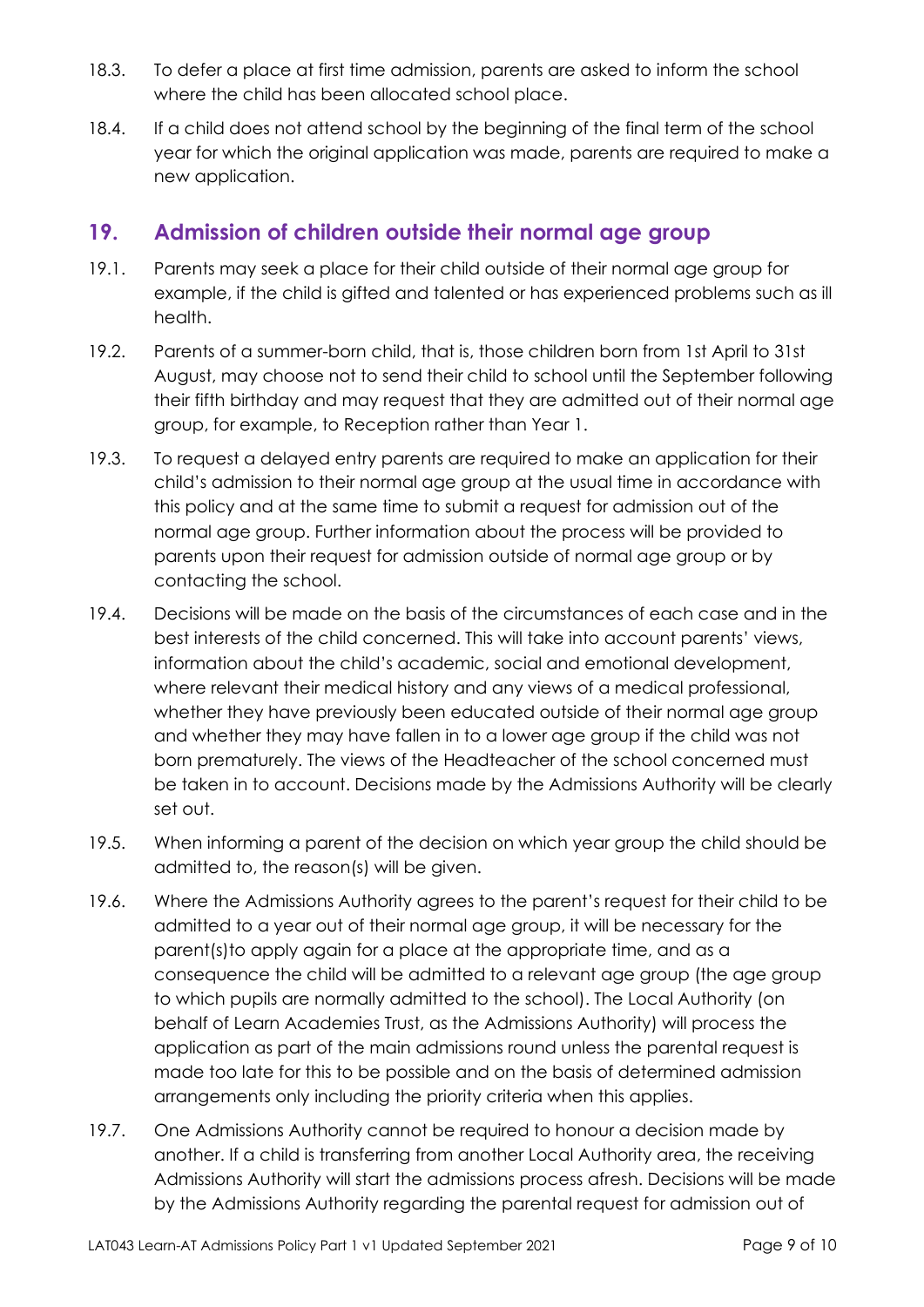18.3. To defer a place at first time admission, parents are asked to inform the school where the child has been allocated school place.

18.4. If a child does not attend school by the beginning of the final term of the school year for which the original application was made, parents are required to make a new application.

## 19. Admission of children outside their normal age group

19.1. Parents may seek a place for their child outside of their normal age group for example, if the child is gifted and talented or has experienced problems such as ill health.

19.2. Parents of a summer-born child, that is, those children born from 1st April to 31st August, may choose not to send their child to school until the September following their fifth birthday and may request that they are admitted out of their normal age group, for example, to Reception rather than Year 1.

19.3. To request a delayed entry parents are required to make an application for their child's admission to their normal age group at the usual time in accordance with this policy and at the same time to submit a request for admission out of the normal age group. Further information about the process will be provided to parents upon their request for admission outside of normal age group or by contacting the school.

19.4. Decisions will be made on the basis of the circumstances of each case and in the best interests of the child concerned. This will take into account parents' views, information about the child's academic, social and emotional development, where relevant their medical history and any views of a medical professional, whether they have previously been educated outside of their normal age group and whether they may have fallen in to a lower age group if the child was not born prematurely. The views of the Headteacher of the school concerned must be taken in to account. Decisions made by the Admissions Authority will be clearly set out.

19.5. When informing a parent of the decision on which year group the child should be admitted to, the reason(s) will be given.

19.6. Where the Admissions Authority agrees to the parent's request for their child to be admitted to a year out of their normal age group, it will be necessary for the parent(s)to apply again for a place at the appropriate time, and as a consequence the child will be admitted to a relevant age group (the age group to which pupils are normally admitted to the school). The Local Authority (on behalf of Learn Academies Trust, as the Admissions Authority) will process the application as part of the main admissions round unless the parental request is made too late for this to be possible and on the basis of determined admission arrangements only including the priority criteria when this applies.

19.7. One Admissions Authority cannot be required to honour a decision made by another. If a child is transferring from another Local Authority area, the receiving Admissions Authority will start the admissions process afresh. Decisions will be made by the Admissions Authority regarding the parental request for admission out of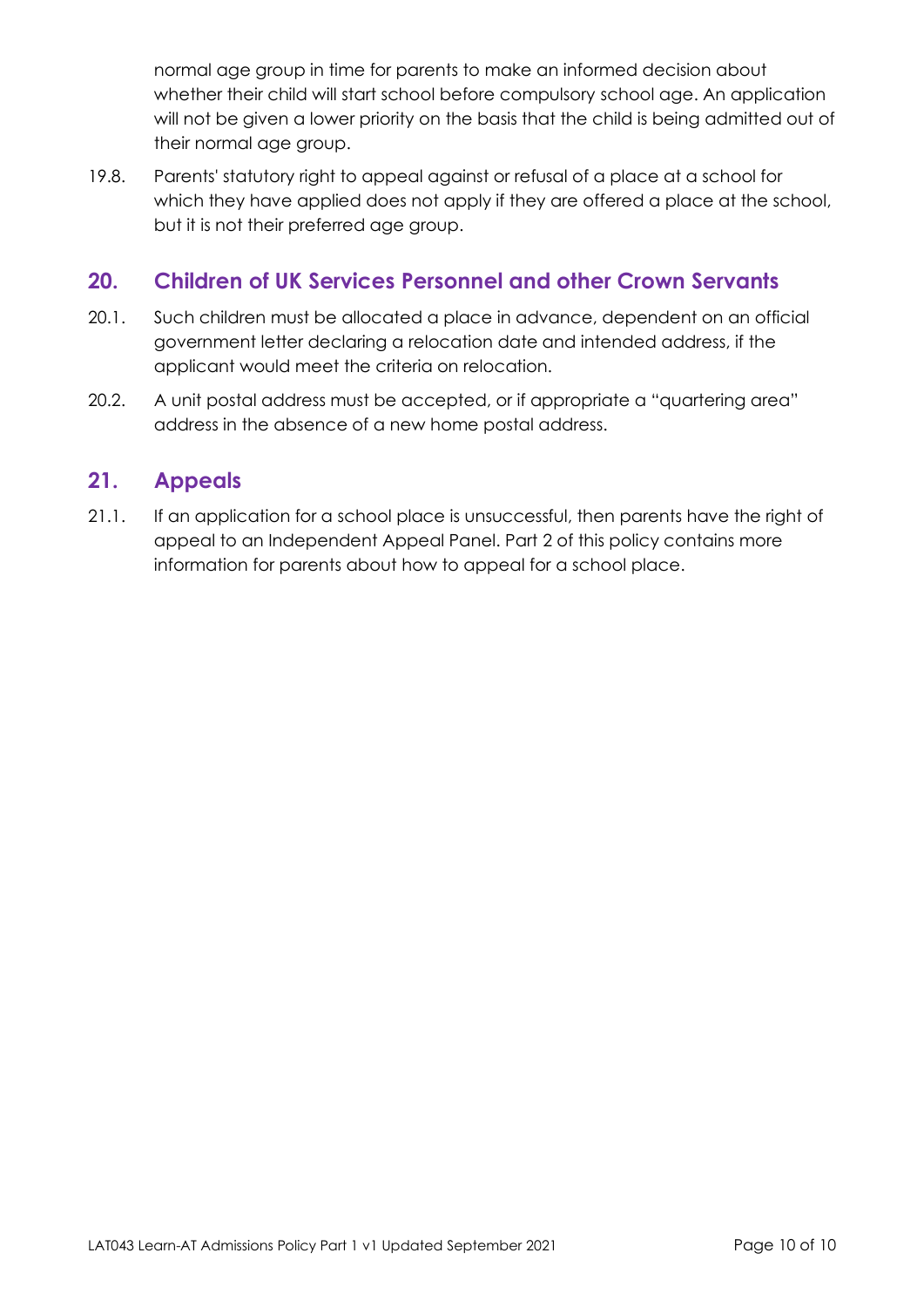normal age group in time for parents to make an informed decision about whether their child will start school before compulsory school age. An application will not be given a lower priority on the basis that the child is being admitted out of their normal age group.

19.8. Parents' statutory right to appeal against or refusal of a place at a school for which they have applied does not apply if they are offered a place at the school, but it is not their preferred age group.

## 20. Children of UK Services Personnel and other Crown Servants

20.1. Such children must be allocated a place in advance, dependent on an official government letter declaring a relocation date and intended address, if the applicant would meet the criteria on relocation.

20.2. A unit postal address must be accepted, or if appropriate a "quartering area" address in the absence of a new home postal address.

## 21. Appeals

21.1. If an application for a school place is unsuccessful, then parents have the right of appeal to an Independent Appeal Panel. Part 2 of this policy contains more information for parents about how to appeal for a school place.